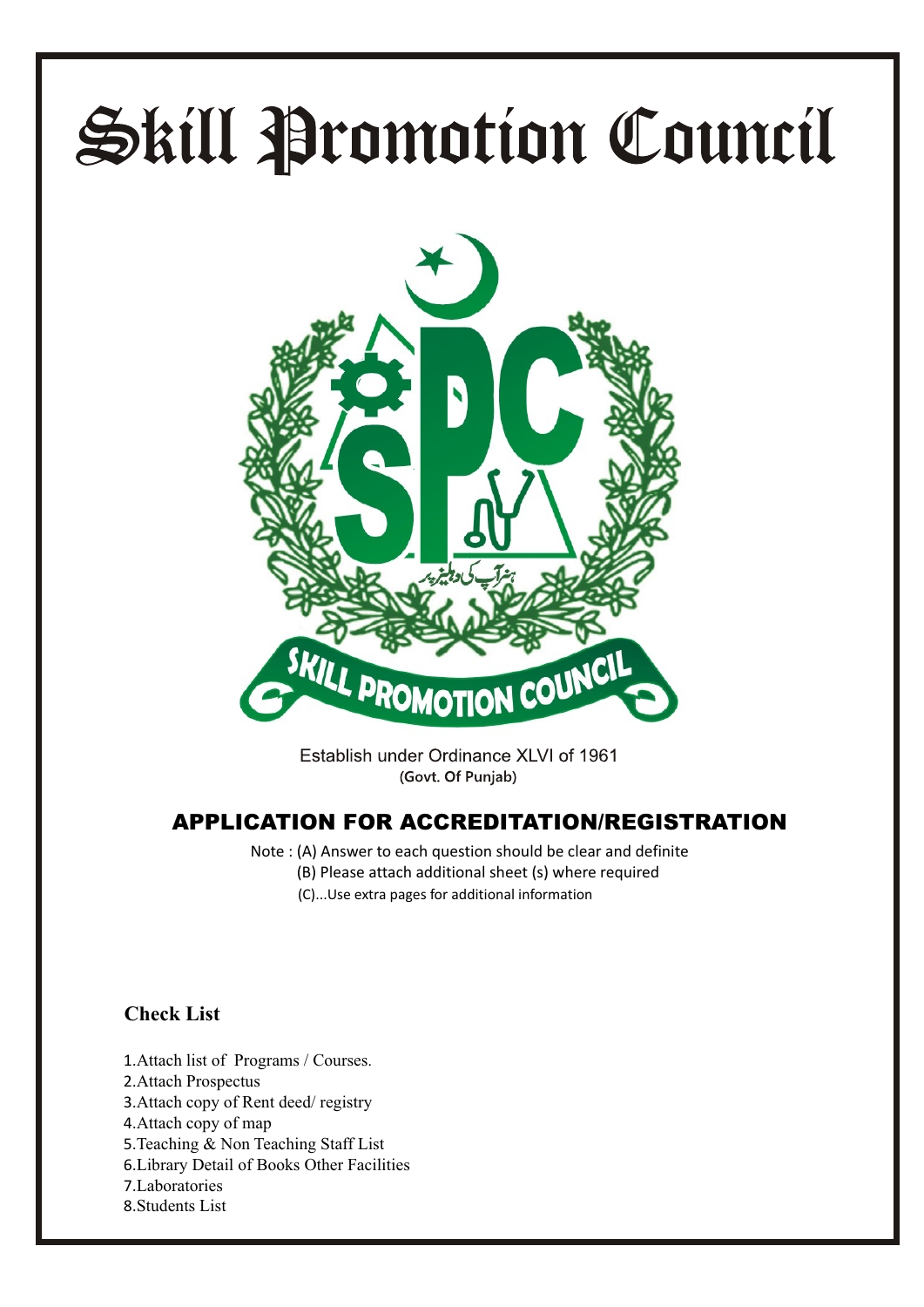# Skill Promotion Council

Establish under Ordinance XLVI of 1961
**(Govt. Of Punjab)**

## APPLICATION FOR ACCREDITATION/REGISTRATION

Note : (A) Answer to each question should be clear and definite
(B) Please attach additional sheet (s) where required
(C)...Use extra pages for additional information

**Check List**

1.Attach list of Programs / Courses.
2.Attach Prospectus
3.Attach copy of Rent deed/ registry
4.Attach copy of map
5.Teaching & Non Teaching Staff List
6.Library Detail of Books Other Facilities
7.Laboratories
8.Students List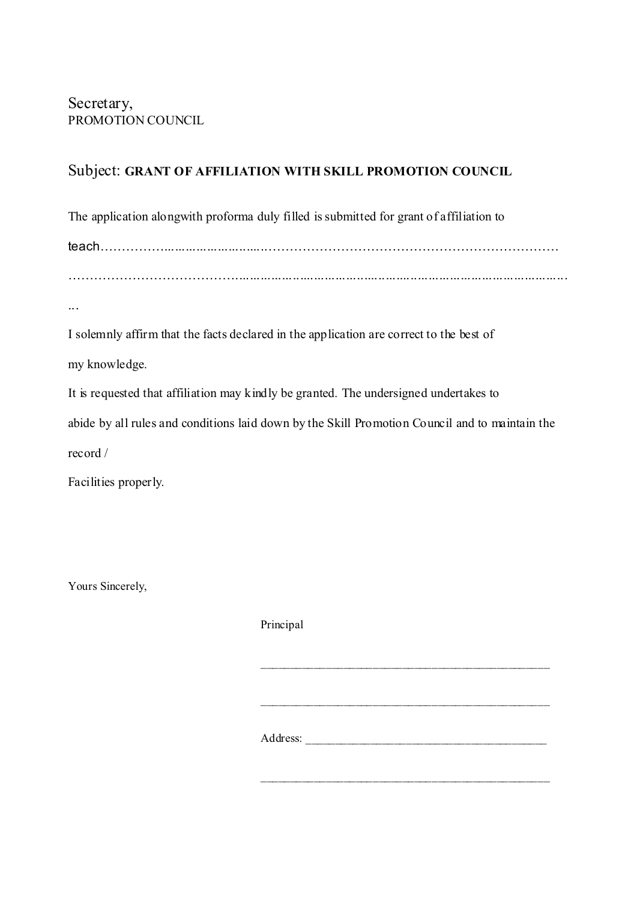Secretary,
PROMOTION COUNCIL

Subject: **GRANT OF AFFILIATION WITH SKILL PROMOTION COUNCIL**

The application alongwith proforma duly filled is submitted for grant of affiliation to

teach……………………………………………………………………………………………

…………………………………………………………………………………………………………

…

I solemnly affirm that the facts declared in the application are correct to the best of

my knowledge.

It is requested that affiliation may kindly be granted. The undersigned undertakes to

abide by all rules and conditions laid down by the Skill Promotion Council and to maintain the

record /

Facilities properly.

Yours Sincerely,

Principal

______________________________________________

______________________________________________

Address: ________________________________________

______________________________________________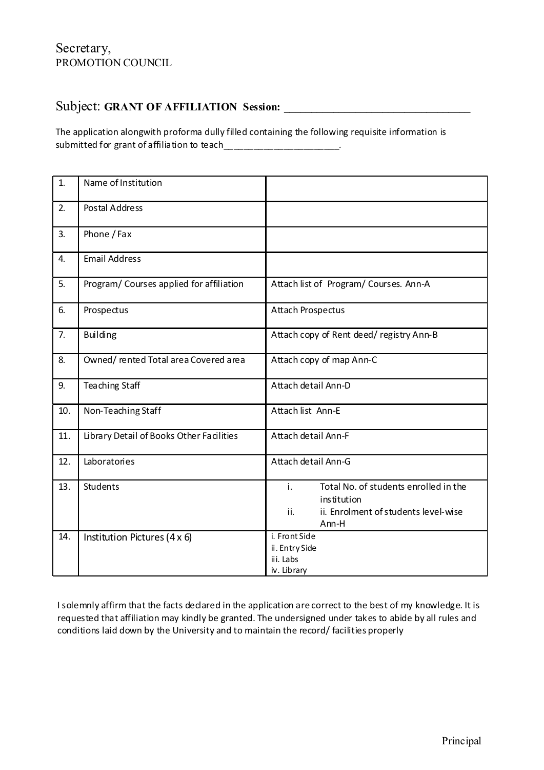Secretary,
PROMOTION COUNCIL

## Subject: **GRANT OF AFFILIATION Session:** ________________________________

The application alongwith proforma dully filled containing the following requisite information is submitted for grant of affiliation to teach______________________.

| 1. | Name of Institution | |
|---|---|---|
| 2. | Postal Address | |
| 3. | Phone / Fax | |
| 4. | Email Address | |
| 5. | Program/ Courses applied for affiliation | Attach list of Program/ Courses. Ann-A |
| 6. | Prospectus | Attach Prospectus |
| 7. | Building | Attach copy of Rent deed/ registry Ann-B |
| 8. | Owned/ rented Total area Covered area | Attach copy of map Ann-C |
| 9. | Teaching Staff | Attach detail Ann-D |
| 10. | Non-Teaching Staff | Attach list Ann-E |
| 11. | Library Detail of Books Other Facilities | Attach detail Ann-F |
| 12. | Laboratories | Attach detail Ann-G |
| 13. | Students | i. Total No. of students enrolled in the institution<br>ii. ii. Enrolment of students level-wise Ann-H |
| 14. | Institution Pictures (4 x 6) | i. Front Side<br>ii. Entry Side<br>iii. Labs<br>iv. Library |

I solemnly affirm that the facts declared in the application are correct to the best of my knowledge. It is requested that affiliation may kindly be granted. The undersigned under takes to abide by all rules and conditions laid down by the University and to maintain the record/ facilities properly

Principal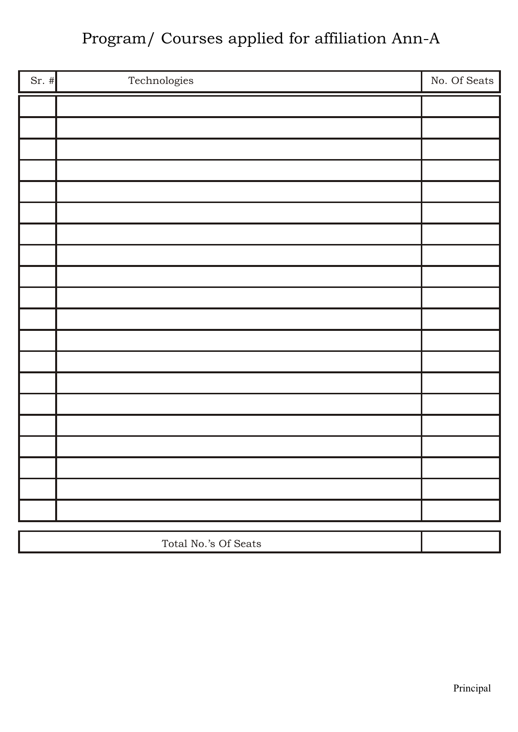# Program/ Courses applied for affiliation Ann-A

| Sr. # | Technologies | No. Of Seats |
|---|---|---|
| | | |
| | | |
| | | |
| | | |
| | | |
| | | |
| | | |
| | | |
| | | |
| | | |
| | | |
| | | |
| | | |
| | | |
| | | |
| | | |
| | | |
| | | |
| | | |
| | | |

| Total No.'s Of Seats | |
|---|---|

Principal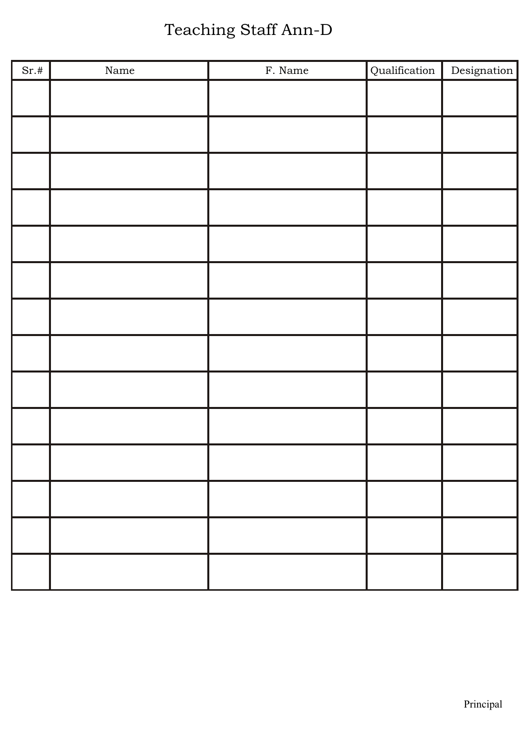# Teaching Staff Ann-D

| Sr.# | Name | F. Name | Qualification | Designation |
|---|---|---|---|---|
| | | | | |
| | | | | |
| | | | | |
| | | | | |
| | | | | |
| | | | | |
| | | | | |
| | | | | |
| | | | | |
| | | | | |
| | | | | |
| | | | | |
| | | | | |
| | | | | |

Principal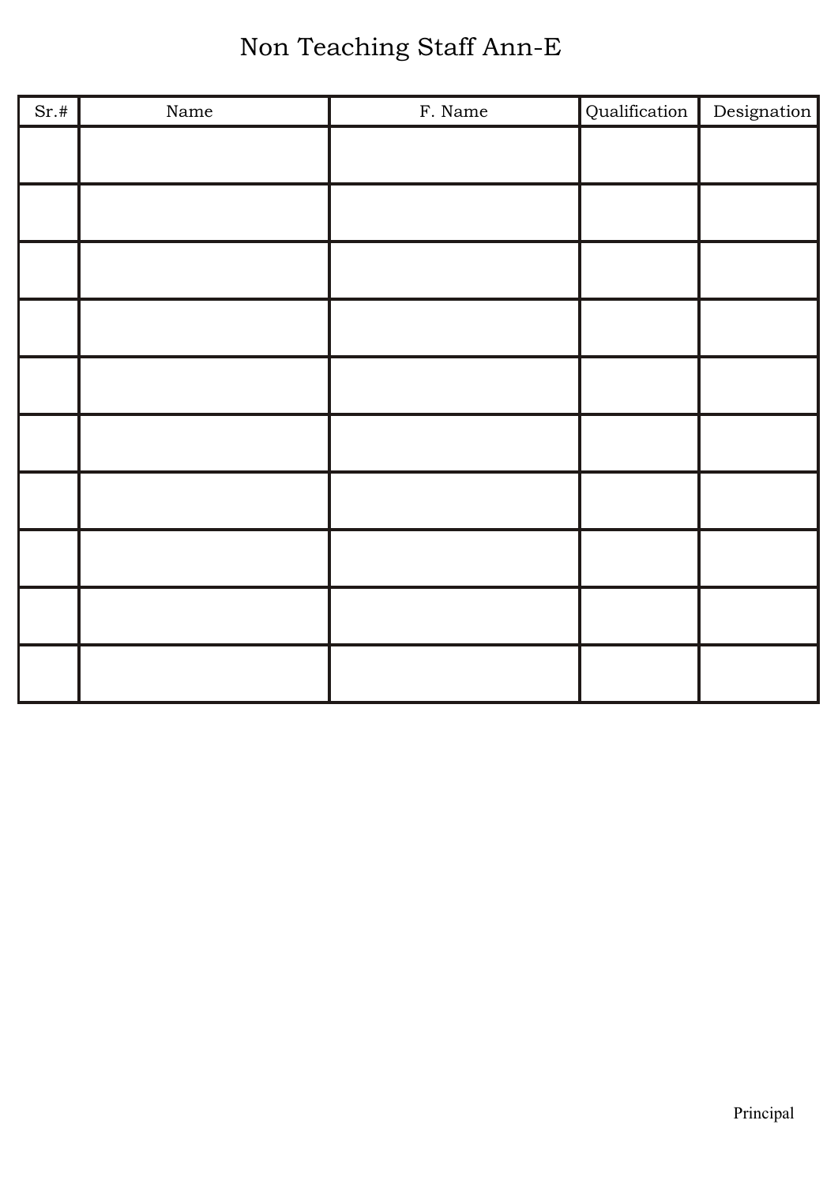# Non Teaching Staff Ann-E

| Sr.# | Name | F. Name | Qualification | Designation |
|---|---|---|---|---|
| | | | | |
| | | | | |
| | | | | |
| | | | | |
| | | | | |
| | | | | |
| | | | | |
| | | | | |
| | | | | |
| | | | | |

Principal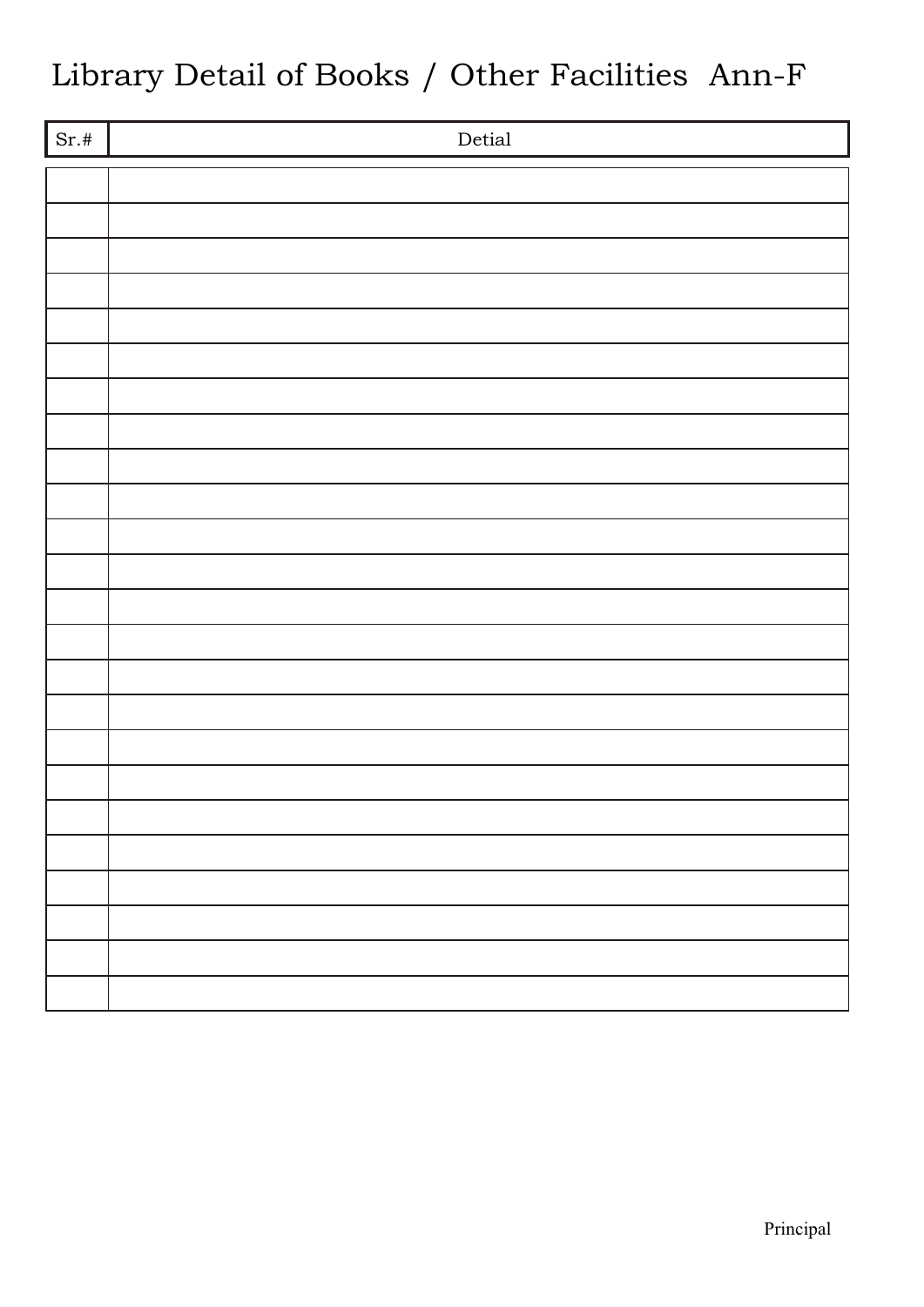# Library Detail of Books / Other Facilities Ann-F

| Sr.# | Detial |
|---|---|
| | |
| | |
| | |
| | |
| | |
| | |
| | |
| | |
| | |
| | |
| | |
| | |
| | |
| | |
| | |
| | |
| | |
| | |
| | |
| | |
| | |
| | |
| | |
| | |

Principal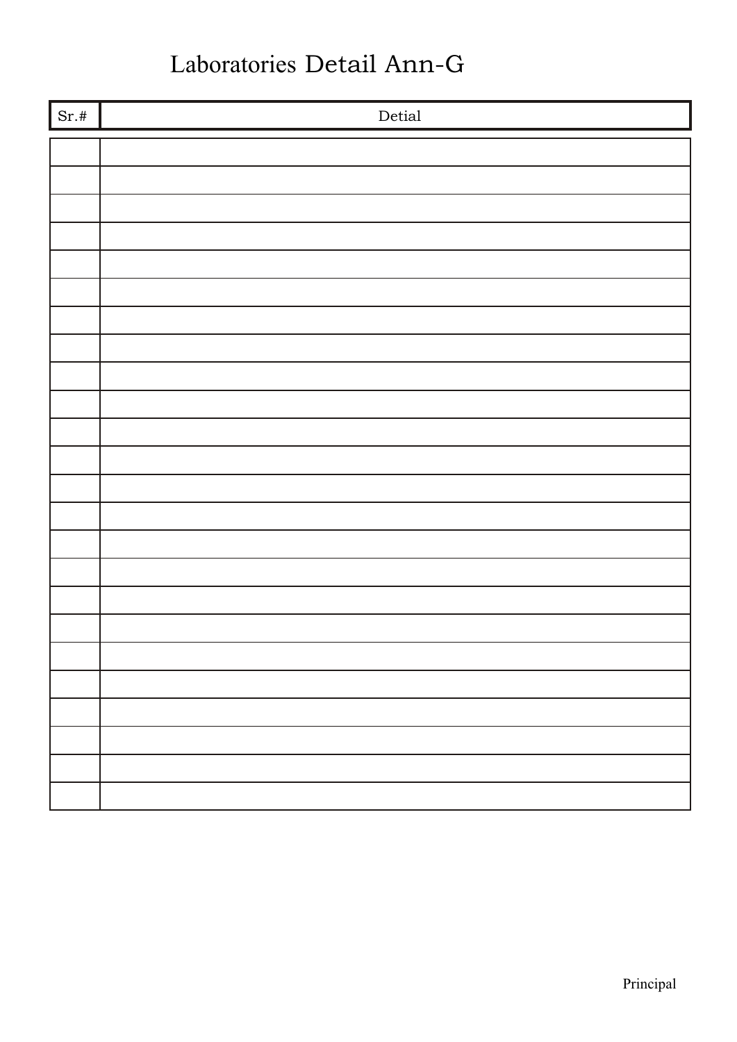# Laboratories Detail Ann-G

| Sr.# | Detial |
|---|---|
| | |
| | |
| | |
| | |
| | |
| | |
| | |
| | |
| | |
| | |
| | |
| | |
| | |
| | |
| | |
| | |
| | |
| | |
| | |
| | |
| | |
| | |
| | |
| | |

Principal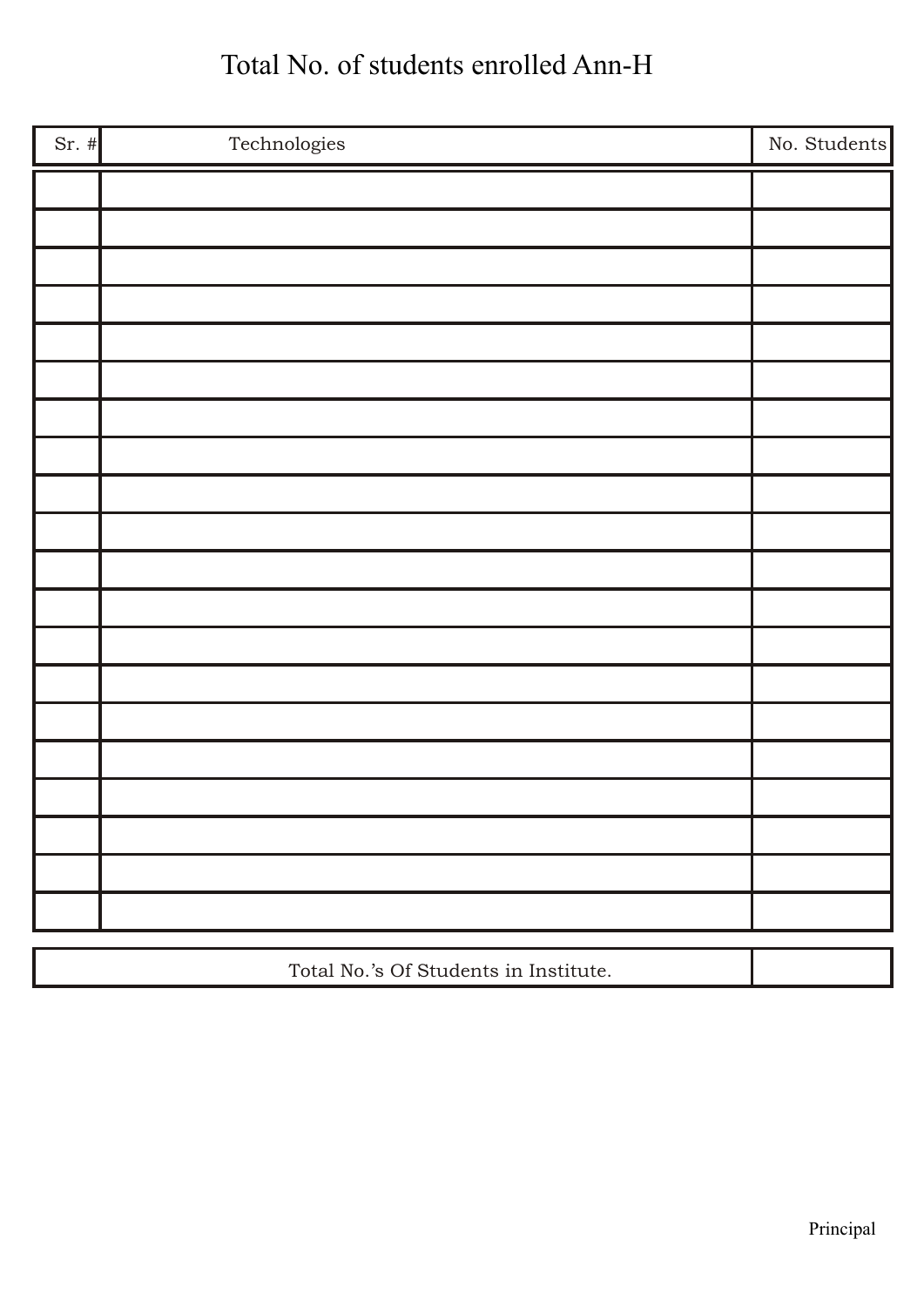# Total No. of students enrolled Ann-H

| Sr. # | Technologies | No. Students |
|---|---|---|
| | | |
| | | |
| | | |
| | | |
| | | |
| | | |
| | | |
| | | |
| | | |
| | | |
| | | |
| | | |
| | | |
| | | |
| | | |
| | | |
| | | |
| | | |
| | | |
| | | |

| Total No.'s Of Students in Institute. | |
|---|---|

Principal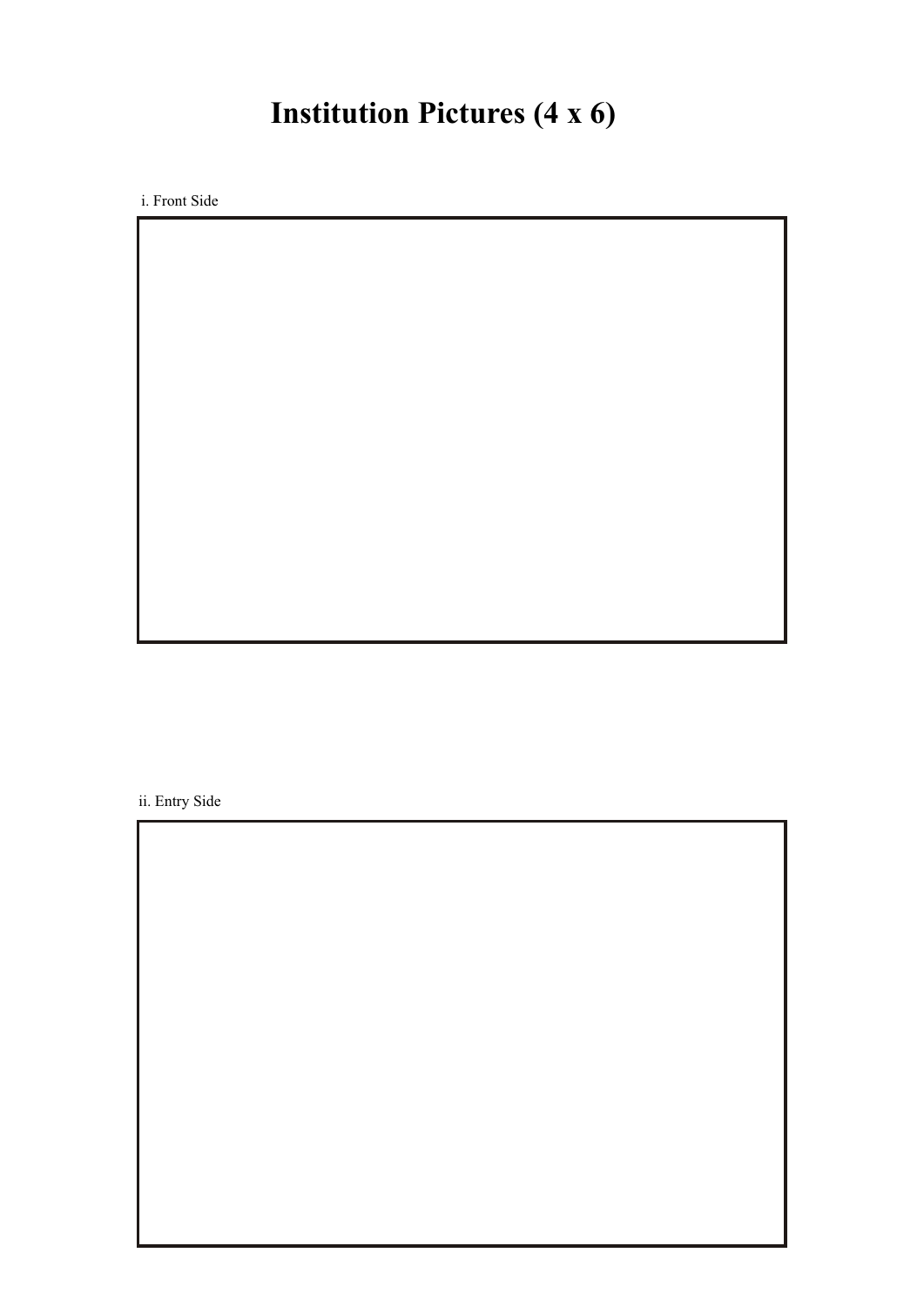# Institution Pictures (4 x 6)

i. Front Side

ii. Entry Side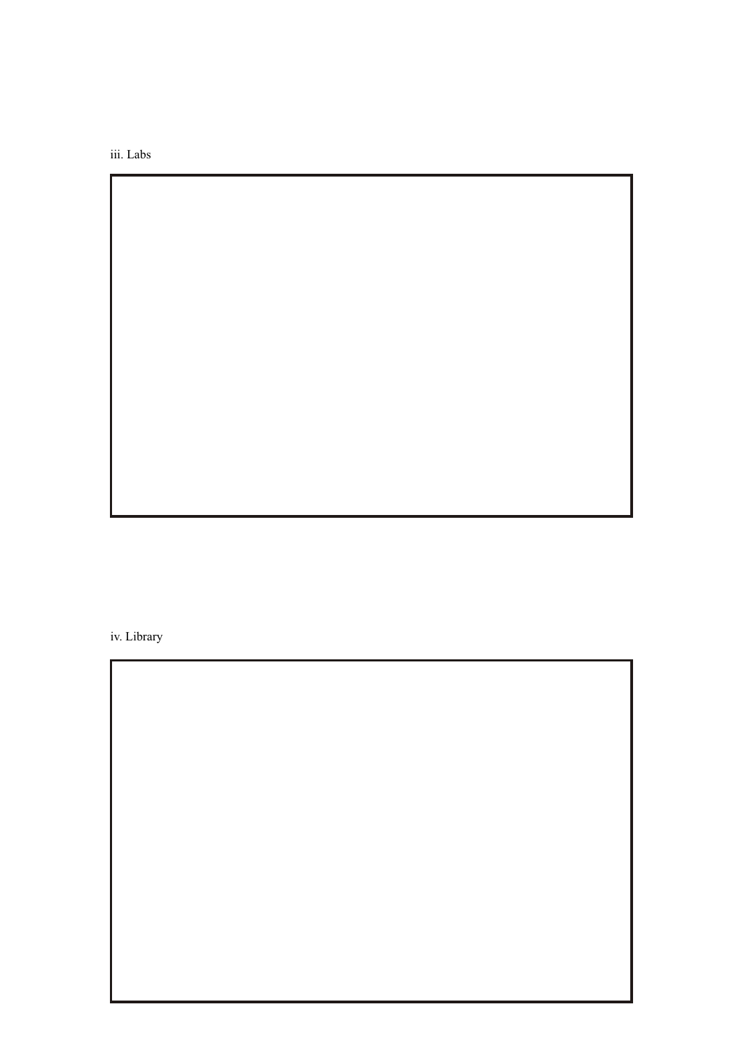iii. Labs

iv. Library